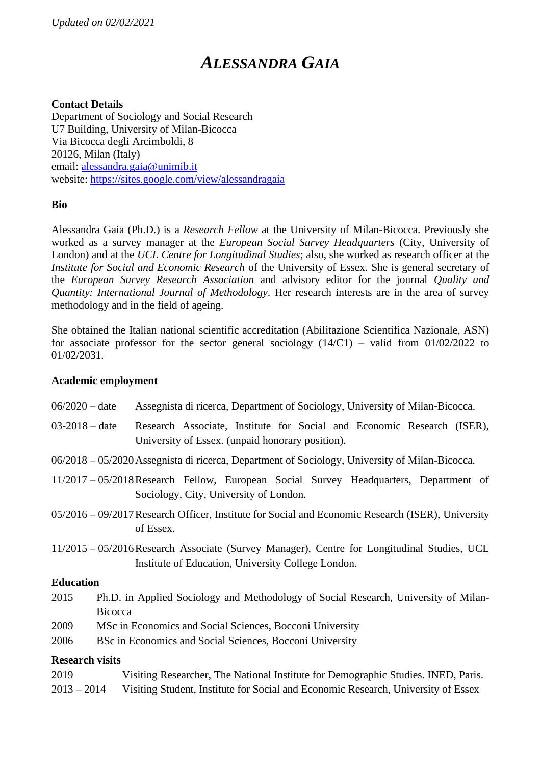*Updated on 02/02/2021*

# *ALESSANDRA GAIA*

**Contact Details**
Department of Sociology and Social Research
U7 Building, University of Milan-Bicocca
Via Bicocca degli Arcimboldi, 8
20126, Milan (Italy)
email: alessandra.gaia@unimib.it
website: https://sites.google.com/view/alessandragaia

**Bio**

Alessandra Gaia (Ph.D.) is a *Research Fellow* at the University of Milan-Bicocca. Previously she worked as a survey manager at the *European Social Survey Headquarters* (City, University of London) and at the *UCL Centre for Longitudinal Studies*; also, she worked as research officer at the *Institute for Social and Economic Research* of the University of Essex. She is general secretary of the *European Survey Research Association* and advisory editor for the journal *Quality and Quantity: International Journal of Methodology*. Her research interests are in the area of survey methodology and in the field of ageing.

She obtained the Italian national scientific accreditation (Abilitazione Scientifica Nazionale, ASN) for associate professor for the sector general sociology (14/C1) – valid from 01/02/2022 to 01/02/2031.

**Academic employment**

| | |
|---|---|
| 06/2020 – date | Assegnista di ricerca, Department of Sociology, University of Milan-Bicocca. |
| 03-2018 – date | Research Associate, Institute for Social and Economic Research (ISER), University of Essex. (unpaid honorary position). |
| 06/2018 – 05/2020 | Assegnista di ricerca, Department of Sociology, University of Milan-Bicocca. |
| 11/2017 – 05/2018 | Research Fellow, European Social Survey Headquarters, Department of Sociology, City, University of London. |
| 05/2016 – 09/2017 | Research Officer, Institute for Social and Economic Research (ISER), University of Essex. |
| 11/2015 – 05/2016 | Research Associate (Survey Manager), Centre for Longitudinal Studies, UCL Institute of Education, University College London. |

**Education**

| | |
|---|---|
| 2015 | Ph.D. in Applied Sociology and Methodology of Social Research, University of Milan-Bicocca |
| 2009 | MSc in Economics and Social Sciences, Bocconi University |
| 2006 | BSc in Economics and Social Sciences, Bocconi University |

**Research visits**

| | |
|---|---|
| 2019 | Visiting Researcher, The National Institute for Demographic Studies. INED, Paris. |
| 2013 – 2014 | Visiting Student, Institute for Social and Economic Research, University of Essex |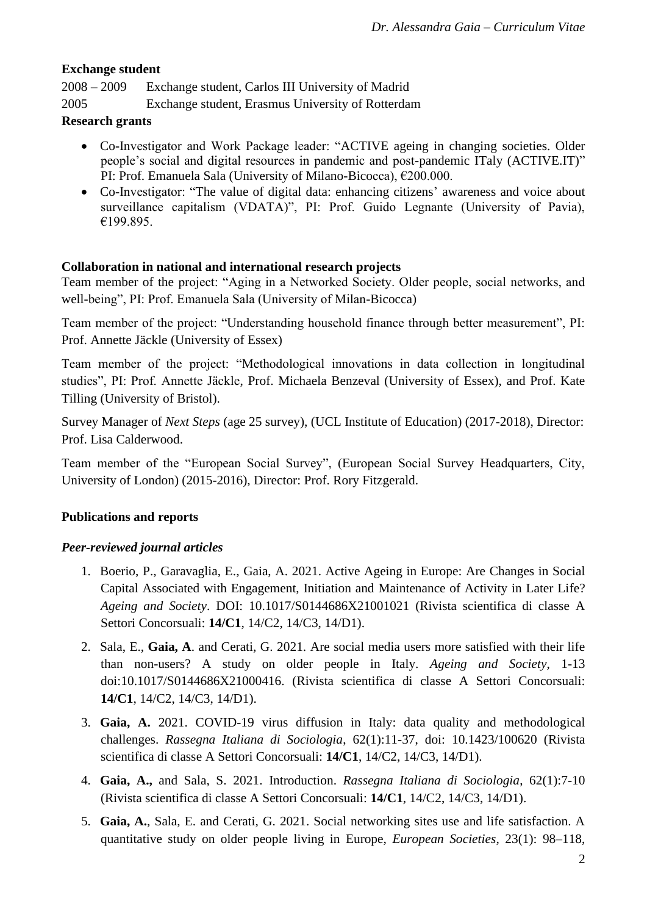**Exchange student**

2008 – 2009 Exchange student, Carlos III University of Madrid

2005 Exchange student, Erasmus University of Rotterdam

**Research grants**

- Co-Investigator and Work Package leader: "ACTIVE ageing in changing societies. Older people's social and digital resources in pandemic and post-pandemic ITaly (ACTIVE.IT)" PI: Prof. Emanuela Sala (University of Milano-Bicocca), €200.000.
- Co-Investigator: "The value of digital data: enhancing citizens' awareness and voice about surveillance capitalism (VDATA)", PI: Prof. Guido Legnante (University of Pavia), €199.895.

**Collaboration in national and international research projects**

Team member of the project: "Aging in a Networked Society. Older people, social networks, and well-being", PI: Prof. Emanuela Sala (University of Milan-Bicocca)

Team member of the project: "Understanding household finance through better measurement", PI: Prof. Annette Jäckle (University of Essex)

Team member of the project: "Methodological innovations in data collection in longitudinal studies", PI: Prof. Annette Jäckle, Prof. Michaela Benzeval (University of Essex), and Prof. Kate Tilling (University of Bristol).

Survey Manager of *Next Steps* (age 25 survey), (UCL Institute of Education) (2017-2018), Director: Prof. Lisa Calderwood.

Team member of the "European Social Survey", (European Social Survey Headquarters, City, University of London) (2015-2016), Director: Prof. Rory Fitzgerald.

**Publications and reports**

***Peer-reviewed journal articles***

1. Boerio, P., Garavaglia, E., Gaia, A. 2021. Active Ageing in Europe: Are Changes in Social Capital Associated with Engagement, Initiation and Maintenance of Activity in Later Life? *Ageing and Society*. DOI: 10.1017/S0144686X21001021 (Rivista scientifica di classe A Settori Concorsuali: **14/C1**, 14/C2, 14/C3, 14/D1).
2. Sala, E., **Gaia, A**. and Cerati, G. 2021. Are social media users more satisfied with their life than non-users? A study on older people in Italy. *Ageing and Society*, 1-13 doi:10.1017/S0144686X21000416. (Rivista scientifica di classe A Settori Concorsuali: **14/C1**, 14/C2, 14/C3, 14/D1).
3. **Gaia, A.** 2021. COVID-19 virus diffusion in Italy: data quality and methodological challenges. *Rassegna Italiana di Sociologia*, 62(1):11-37, doi: 10.1423/100620 (Rivista scientifica di classe A Settori Concorsuali: **14/C1**, 14/C2, 14/C3, 14/D1).
4. **Gaia, A.,** and Sala, S. 2021. Introduction. *Rassegna Italiana di Sociologia*, 62(1):7-10 (Rivista scientifica di classe A Settori Concorsuali: **14/C1**, 14/C2, 14/C3, 14/D1).
5. **Gaia, A.**, Sala, E. and Cerati, G. 2021. Social networking sites use and life satisfaction. A quantitative study on older people living in Europe, *European Societies*, 23(1): 98–118,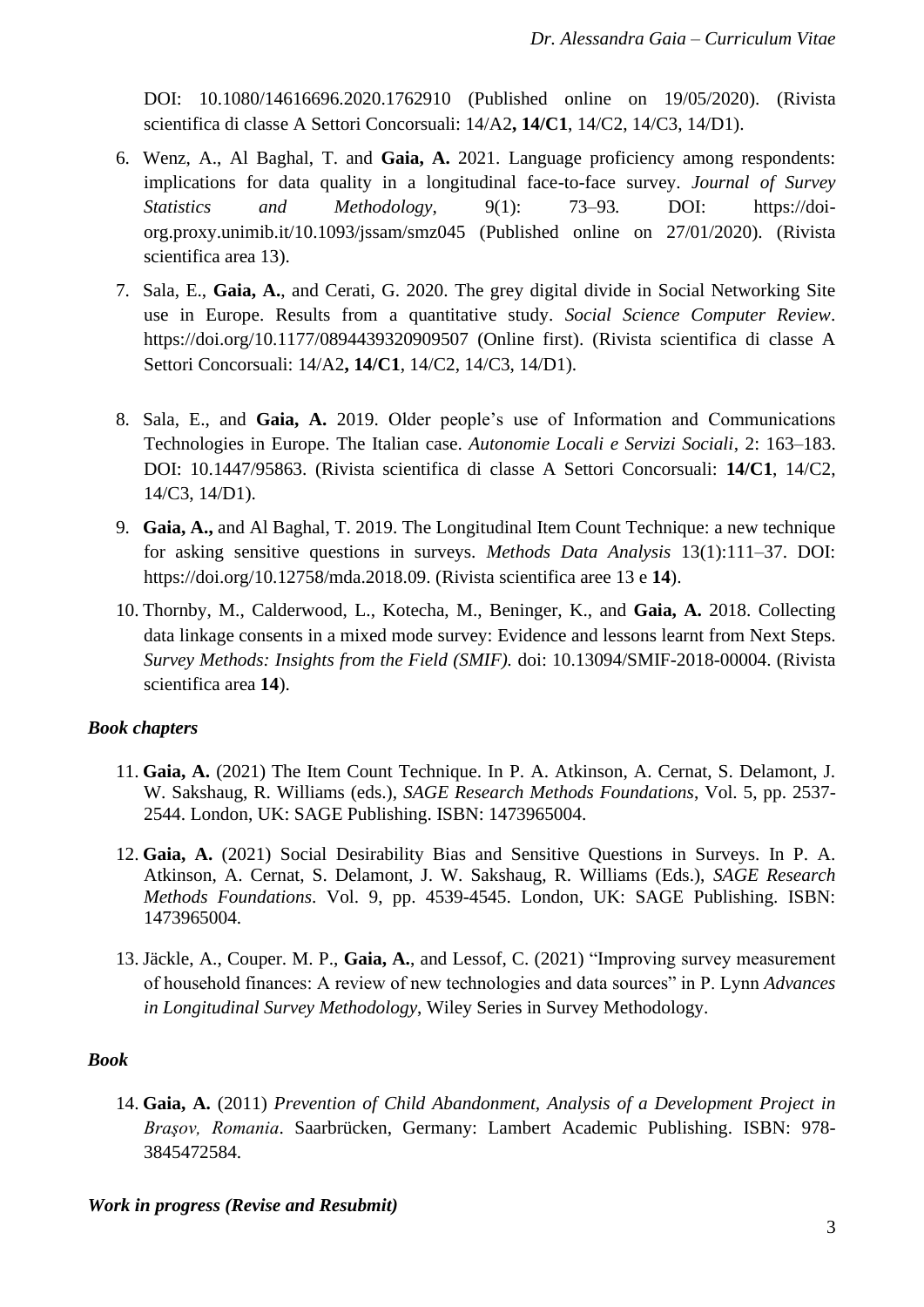DOI: 10.1080/14616696.2020.1762910 (Published online on 19/05/2020). (Rivista scientifica di classe A Settori Concorsuali: 14/A2**, 14/C1**, 14/C2, 14/C3, 14/D1).

6. Wenz, A., Al Baghal, T. and **Gaia, A.** 2021. Language proficiency among respondents: implications for data quality in a longitudinal face-to-face survey. *Journal of Survey Statistics and Methodology*, 9(1): 73–93. DOI: https://doi-org.proxy.unimib.it/10.1093/jssam/smz045 (Published online on 27/01/2020). (Rivista scientifica area 13).

7. Sala, E., **Gaia, A.**, and Cerati, G. 2020. The grey digital divide in Social Networking Site use in Europe. Results from a quantitative study. *Social Science Computer Review*. https://doi.org/10.1177/0894439320909507 (Online first). (Rivista scientifica di classe A Settori Concorsuali: 14/A2**, 14/C1**, 14/C2, 14/C3, 14/D1).

8. Sala, E., and **Gaia, A.** 2019. Older people's use of Information and Communications Technologies in Europe. The Italian case. *Autonomie Locali e Servizi Sociali*, 2: 163–183. DOI: 10.1447/95863. (Rivista scientifica di classe A Settori Concorsuali: **14/C1**, 14/C2, 14/C3, 14/D1).

9. **Gaia, A.,** and Al Baghal, T. 2019. The Longitudinal Item Count Technique: a new technique for asking sensitive questions in surveys. *Methods Data Analysis* 13(1):111–37. DOI: https://doi.org/10.12758/mda.2018.09. (Rivista scientifica aree 13 e **14**).

10. Thornby, M., Calderwood, L., Kotecha, M., Beninger, K., and **Gaia, A.** 2018. Collecting data linkage consents in a mixed mode survey: Evidence and lessons learnt from Next Steps. *Survey Methods: Insights from the Field (SMIF).* doi: 10.13094/SMIF-2018-00004. (Rivista scientifica area **14**).

### *Book chapters*

11. **Gaia, A.** (2021) The Item Count Technique. In P. A. Atkinson, A. Cernat, S. Delamont, J. W. Sakshaug, R. Williams (eds.), *SAGE Research Methods Foundations*, Vol. 5, pp. 2537-2544. London, UK: SAGE Publishing. ISBN: 1473965004.

12. **Gaia, A.** (2021) Social Desirability Bias and Sensitive Questions in Surveys. In P. A. Atkinson, A. Cernat, S. Delamont, J. W. Sakshaug, R. Williams (Eds.), *SAGE Research Methods Foundations*. Vol. 9, pp. 4539-4545. London, UK: SAGE Publishing. ISBN: 1473965004.

13. Jäckle, A., Couper. M. P., **Gaia, A.**, and Lessof, C. (2021) "Improving survey measurement of household finances: A review of new technologies and data sources" in P. Lynn *Advances in Longitudinal Survey Methodology*, Wiley Series in Survey Methodology.

### *Book*

14. **Gaia, A.** (2011) *Prevention of Child Abandonment, Analysis of a Development Project in Braşov, Romania*. Saarbrücken, Germany: Lambert Academic Publishing. ISBN: 978-3845472584.

### *Work in progress (Revise and Resubmit)*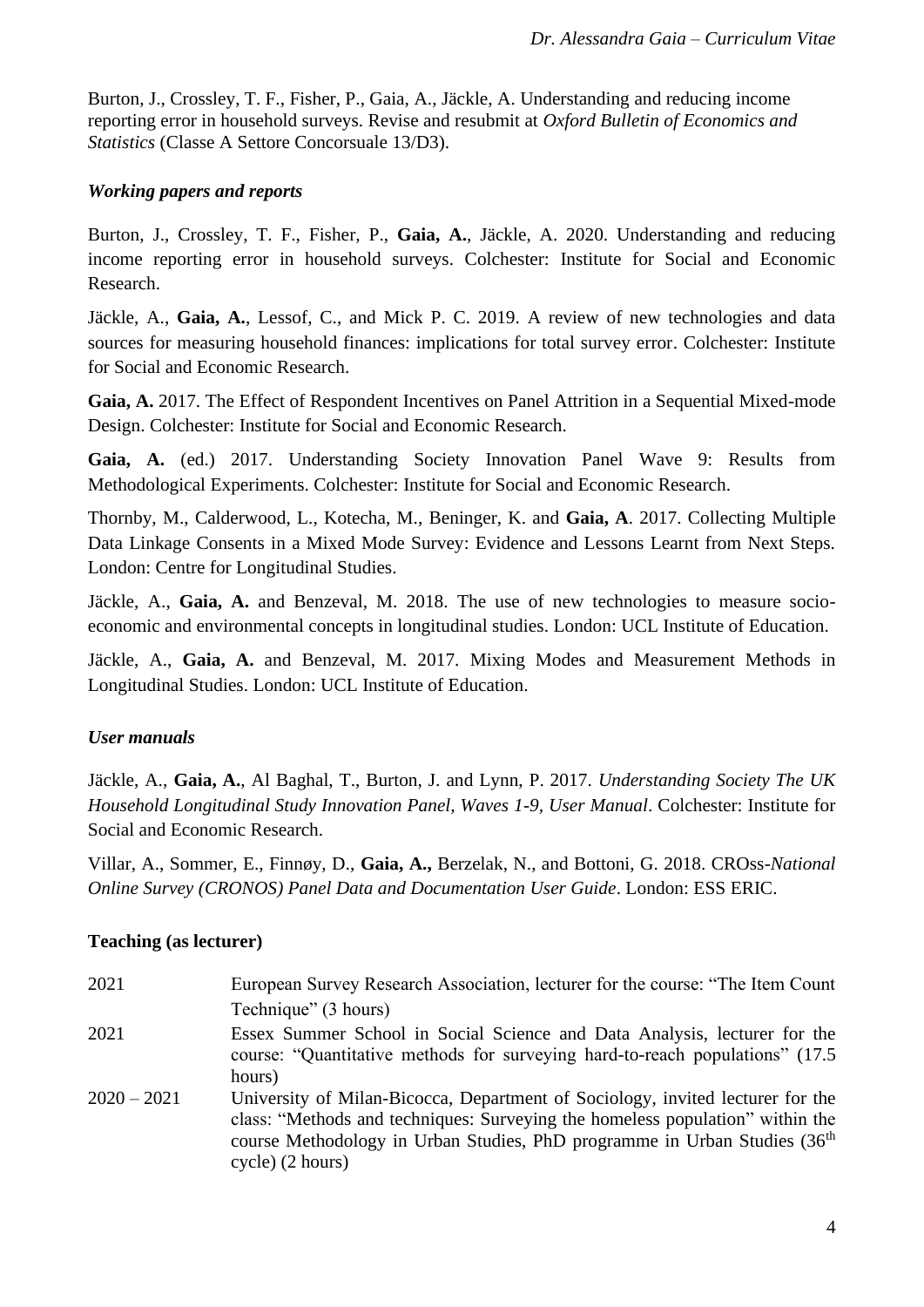Burton, J., Crossley, T. F., Fisher, P., Gaia, A., Jäckle, A. Understanding and reducing income reporting error in household surveys. Revise and resubmit at *Oxford Bulletin of Economics and Statistics* (Classe A Settore Concorsuale 13/D3).

### *Working papers and reports*

Burton, J., Crossley, T. F., Fisher, P., **Gaia, A.**, Jäckle, A. 2020. Understanding and reducing income reporting error in household surveys. Colchester: Institute for Social and Economic Research.

Jäckle, A., **Gaia, A.**, Lessof, C., and Mick P. C. 2019. A review of new technologies and data sources for measuring household finances: implications for total survey error. Colchester: Institute for Social and Economic Research.

**Gaia, A.** 2017. The Effect of Respondent Incentives on Panel Attrition in a Sequential Mixed-mode Design. Colchester: Institute for Social and Economic Research.

**Gaia, A.** (ed.) 2017. Understanding Society Innovation Panel Wave 9: Results from Methodological Experiments. Colchester: Institute for Social and Economic Research.

Thornby, M., Calderwood, L., Kotecha, M., Beninger, K. and **Gaia, A**. 2017. Collecting Multiple Data Linkage Consents in a Mixed Mode Survey: Evidence and Lessons Learnt from Next Steps. London: Centre for Longitudinal Studies.

Jäckle, A., **Gaia, A.** and Benzeval, M. 2018. The use of new technologies to measure socio-economic and environmental concepts in longitudinal studies. London: UCL Institute of Education.

Jäckle, A., **Gaia, A.** and Benzeval, M. 2017. Mixing Modes and Measurement Methods in Longitudinal Studies. London: UCL Institute of Education.

### *User manuals*

Jäckle, A., **Gaia, A.**, Al Baghal, T., Burton, J. and Lynn, P. 2017. *Understanding Society The UK Household Longitudinal Study Innovation Panel, Waves 1-9, User Manual*. Colchester: Institute for Social and Economic Research.

Villar, A., Sommer, E., Finnøy, D., **Gaia, A.,** Berzelak, N., and Bottoni, G. 2018. CROss-*National Online Survey (CRONOS) Panel Data and Documentation User Guide*. London: ESS ERIC.

## Teaching (as lecturer)

| | |
|---|---|
| 2021 | European Survey Research Association, lecturer for the course: "The Item Count Technique" (3 hours) |
| 2021 | Essex Summer School in Social Science and Data Analysis, lecturer for the course: "Quantitative methods for surveying hard-to-reach populations" (17.5 hours) |
| 2020 – 2021 | University of Milan-Bicocca, Department of Sociology, invited lecturer for the class: "Methods and techniques: Surveying the homeless population" within the course Methodology in Urban Studies, PhD programme in Urban Studies (36th cycle) (2 hours) |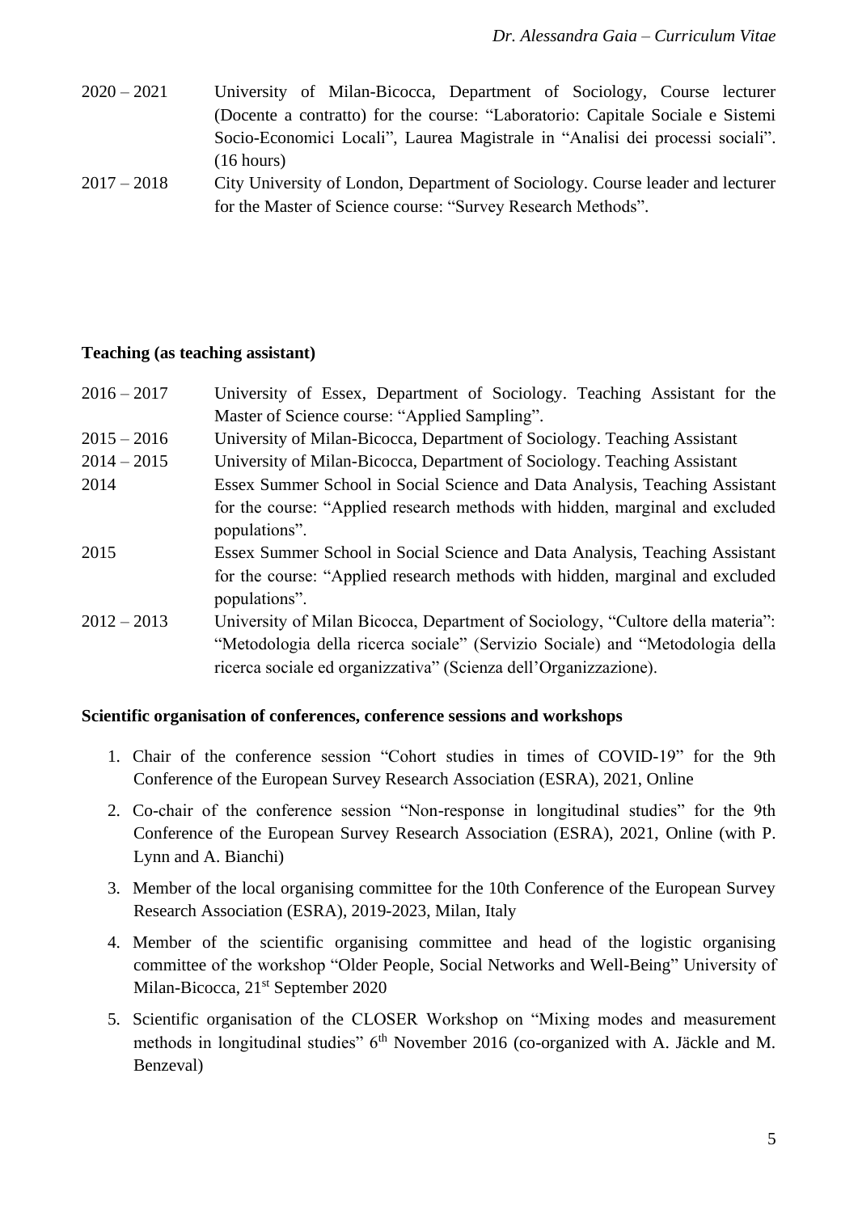2020 – 2021 University of Milan-Bicocca, Department of Sociology, Course lecturer (Docente a contratto) for the course: "Laboratorio: Capitale Sociale e Sistemi Socio-Economici Locali", Laurea Magistrale in "Analisi dei processi sociali". (16 hours)

2017 – 2018 City University of London, Department of Sociology. Course leader and lecturer for the Master of Science course: "Survey Research Methods".

**Teaching (as teaching assistant)**

2016 – 2017 University of Essex, Department of Sociology. Teaching Assistant for the Master of Science course: "Applied Sampling".

2015 – 2016 University of Milan-Bicocca, Department of Sociology. Teaching Assistant

2014 – 2015 University of Milan-Bicocca, Department of Sociology. Teaching Assistant

2014 Essex Summer School in Social Science and Data Analysis, Teaching Assistant for the course: "Applied research methods with hidden, marginal and excluded populations".

2015 Essex Summer School in Social Science and Data Analysis, Teaching Assistant for the course: "Applied research methods with hidden, marginal and excluded populations".

2012 – 2013 University of Milan Bicocca, Department of Sociology, "Cultore della materia": "Metodologia della ricerca sociale" (Servizio Sociale) and "Metodologia della ricerca sociale ed organizzativa" (Scienza dell'Organizzazione).

**Scientific organisation of conferences, conference sessions and workshops**

1. Chair of the conference session "Cohort studies in times of COVID-19" for the 9th Conference of the European Survey Research Association (ESRA), 2021, Online
2. Co-chair of the conference session "Non-response in longitudinal studies" for the 9th Conference of the European Survey Research Association (ESRA), 2021, Online (with P. Lynn and A. Bianchi)
3. Member of the local organising committee for the 10th Conference of the European Survey Research Association (ESRA), 2019-2023, Milan, Italy
4. Member of the scientific organising committee and head of the logistic organising committee of the workshop "Older People, Social Networks and Well-Being" University of Milan-Bicocca, 21st September 2020
5. Scientific organisation of the CLOSER Workshop on "Mixing modes and measurement methods in longitudinal studies" 6th November 2016 (co-organized with A. Jäckle and M. Benzeval)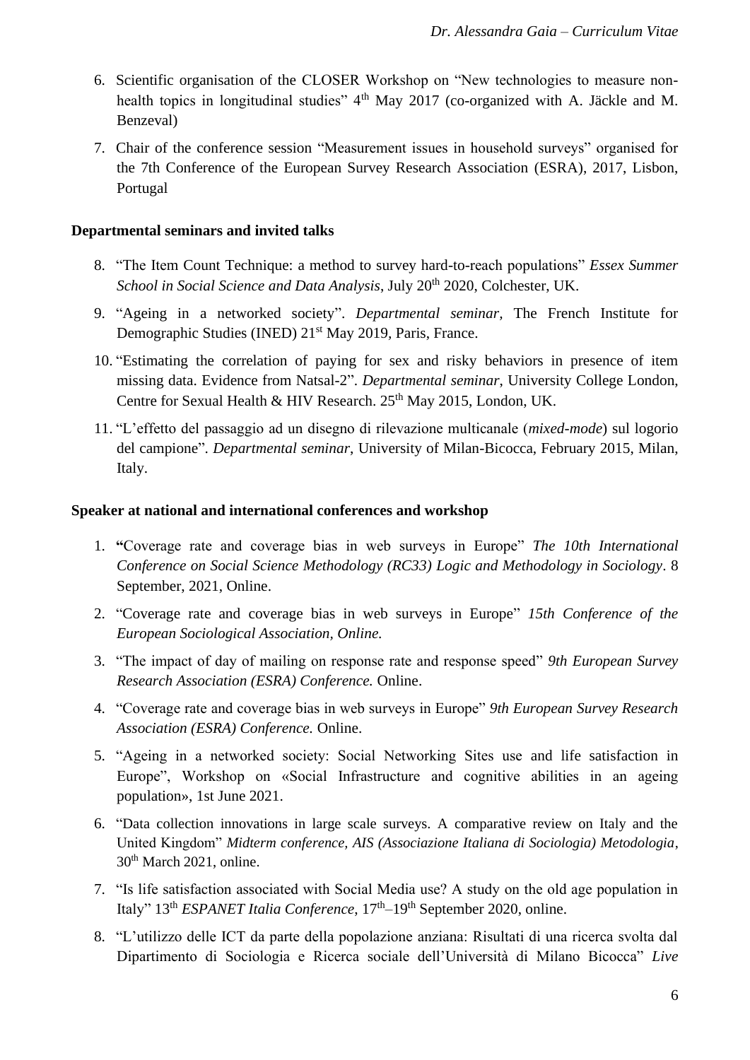6. Scientific organisation of the CLOSER Workshop on "New technologies to measure non-health topics in longitudinal studies" 4th May 2017 (co-organized with A. Jäckle and M. Benzeval)

7. Chair of the conference session "Measurement issues in household surveys" organised for the 7th Conference of the European Survey Research Association (ESRA), 2017, Lisbon, Portugal

**Departmental seminars and invited talks**

8. "The Item Count Technique: a method to survey hard-to-reach populations" *Essex Summer School in Social Science and Data Analysis*, July 20th 2020, Colchester, UK.

9. "Ageing in a networked society". *Departmental seminar,* The French Institute for Demographic Studies (INED) 21st May 2019, Paris, France.

10. "Estimating the correlation of paying for sex and risky behaviors in presence of item missing data. Evidence from Natsal-2". *Departmental seminar*, University College London, Centre for Sexual Health & HIV Research. 25th May 2015, London, UK.

11. "L'effetto del passaggio ad un disegno di rilevazione multicanale (*mixed-mode*) sul logorio del campione". *Departmental seminar*, University of Milan-Bicocca, February 2015, Milan, Italy.

**Speaker at national and international conferences and workshop**

1. **"**Coverage rate and coverage bias in web surveys in Europe" *The 10th International Conference on Social Science Methodology (RC33) Logic and Methodology in Sociology*. 8 September, 2021, Online.

2. "Coverage rate and coverage bias in web surveys in Europe" *15th Conference of the European Sociological Association, Online.*

3. "The impact of day of mailing on response rate and response speed" *9th European Survey Research Association (ESRA) Conference.* Online.

4. "Coverage rate and coverage bias in web surveys in Europe" *9th European Survey Research Association (ESRA) Conference.* Online.

5. "Ageing in a networked society: Social Networking Sites use and life satisfaction in Europe", Workshop on «Social Infrastructure and cognitive abilities in an ageing population», 1st June 2021.

6. "Data collection innovations in large scale surveys. A comparative review on Italy and the United Kingdom" *Midterm conference, AIS (Associazione Italiana di Sociologia) Metodologia*, 30th March 2021, online.

7. "Is life satisfaction associated with Social Media use? A study on the old age population in Italy" 13th *ESPANET Italia Conference*, 17th–19th September 2020, online.

8. "L'utilizzo delle ICT da parte della popolazione anziana: Risultati di una ricerca svolta dal Dipartimento di Sociologia e Ricerca sociale dell'Università di Milano Bicocca" *Live*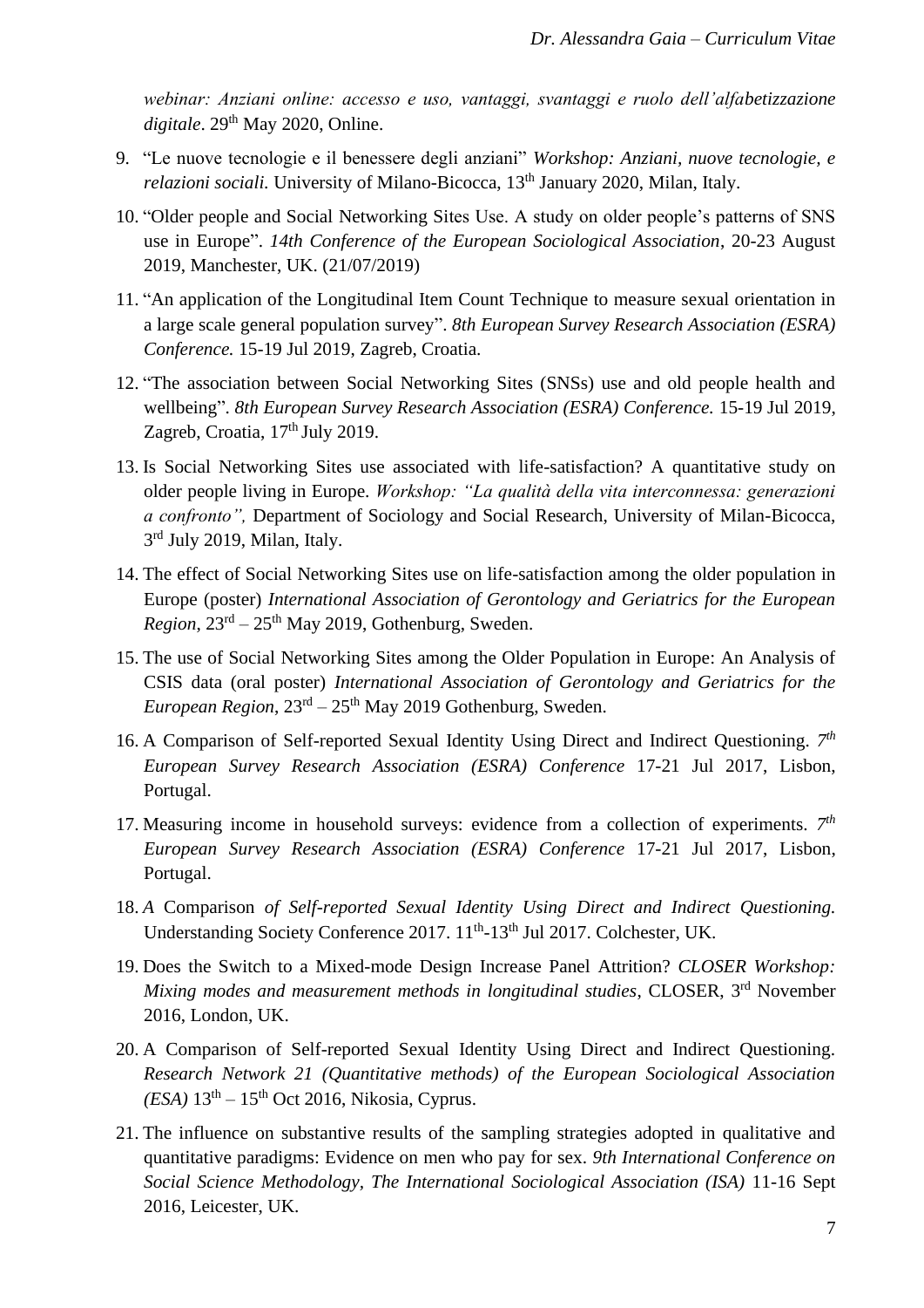*webinar: Anziani online: accesso e uso, vantaggi, svantaggi e ruolo dell'alfabetizzazione digitale*. 29th May 2020, Online.

9. "Le nuove tecnologie e il benessere degli anziani" *Workshop: Anziani, nuove tecnologie, e relazioni sociali.* University of Milano-Bicocca, 13th January 2020, Milan, Italy.
10. "Older people and Social Networking Sites Use. A study on older people's patterns of SNS use in Europe". *14th Conference of the European Sociological Association*, 20-23 August 2019, Manchester, UK. (21/07/2019)
11. "An application of the Longitudinal Item Count Technique to measure sexual orientation in a large scale general population survey". *8th European Survey Research Association (ESRA) Conference.* 15-19 Jul 2019, Zagreb, Croatia.
12. "The association between Social Networking Sites (SNSs) use and old people health and wellbeing". *8th European Survey Research Association (ESRA) Conference.* 15-19 Jul 2019, Zagreb, Croatia, 17th July 2019.
13. Is Social Networking Sites use associated with life-satisfaction? A quantitative study on older people living in Europe. *Workshop: "La qualità della vita interconnessa: generazioni a confronto",* Department of Sociology and Social Research, University of Milan-Bicocca, 3rd July 2019, Milan, Italy.
14. The effect of Social Networking Sites use on life-satisfaction among the older population in Europe (poster) *International Association of Gerontology and Geriatrics for the European Region*, 23rd – 25th May 2019, Gothenburg, Sweden.
15. The use of Social Networking Sites among the Older Population in Europe: An Analysis of CSIS data (oral poster) *International Association of Gerontology and Geriatrics for the European Region*, 23rd – 25th May 2019 Gothenburg, Sweden.
16. A Comparison of Self-reported Sexual Identity Using Direct and Indirect Questioning. *7th European Survey Research Association (ESRA) Conference* 17-21 Jul 2017, Lisbon, Portugal.
17. Measuring income in household surveys: evidence from a collection of experiments. *7th European Survey Research Association (ESRA) Conference* 17-21 Jul 2017, Lisbon, Portugal.
18. *A* Comparison *of Self-reported Sexual Identity Using Direct and Indirect Questioning.* Understanding Society Conference 2017. 11th-13th Jul 2017. Colchester, UK.
19. Does the Switch to a Mixed-mode Design Increase Panel Attrition? *CLOSER Workshop: Mixing modes and measurement methods in longitudinal studies*, CLOSER, 3rd November 2016, London, UK.
20. A Comparison of Self-reported Sexual Identity Using Direct and Indirect Questioning. *Research Network 21 (Quantitative methods) of the European Sociological Association (ESA)* 13th – 15th Oct 2016, Nikosia, Cyprus.
21. The influence on substantive results of the sampling strategies adopted in qualitative and quantitative paradigms: Evidence on men who pay for sex. *9th International Conference on Social Science Methodology, The International Sociological Association (ISA)* 11-16 Sept 2016, Leicester, UK.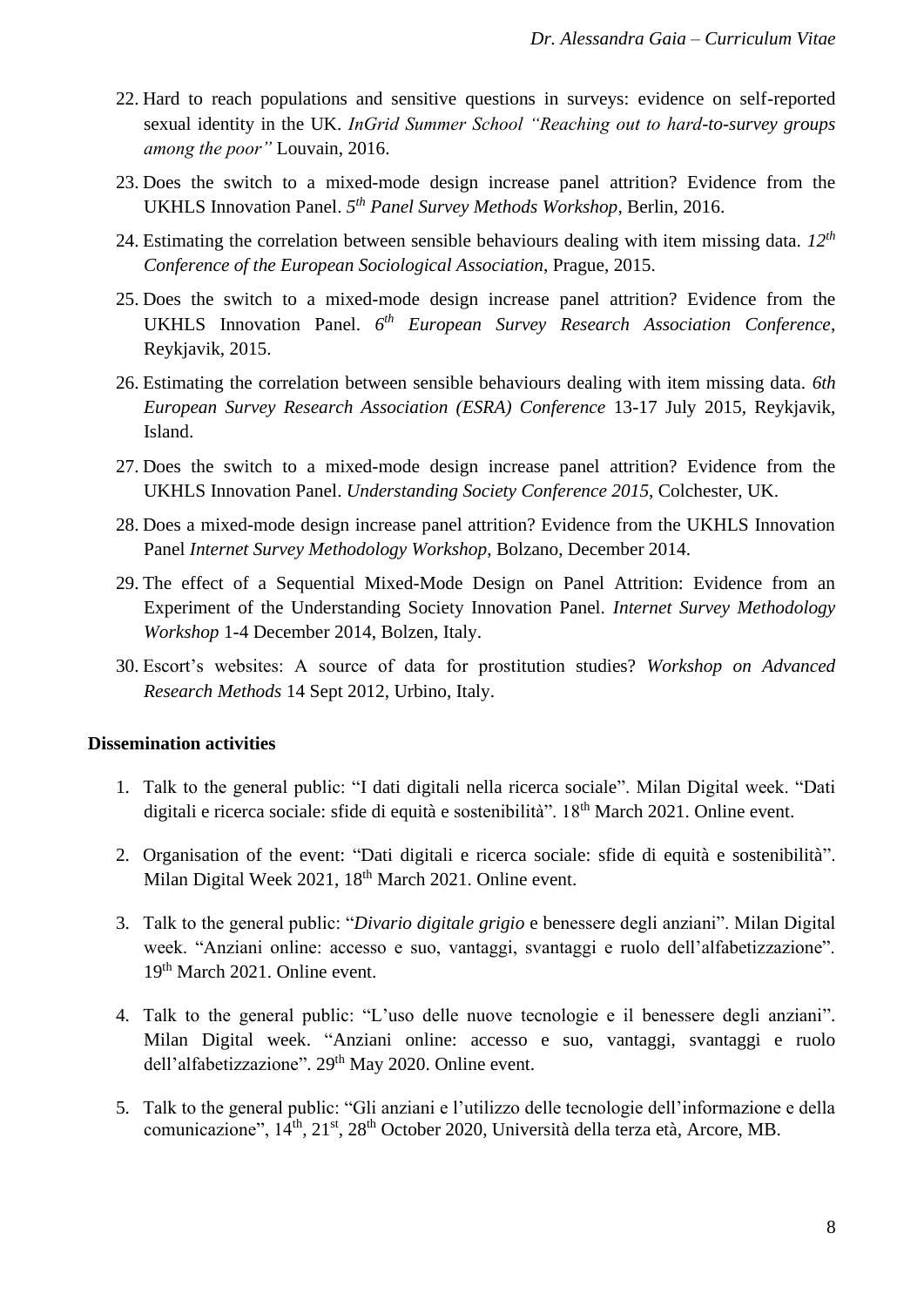22. Hard to reach populations and sensitive questions in surveys: evidence on self-reported sexual identity in the UK. *InGrid Summer School "Reaching out to hard-to-survey groups among the poor"* Louvain, 2016.

23. Does the switch to a mixed-mode design increase panel attrition? Evidence from the UKHLS Innovation Panel. *5th Panel Survey Methods Workshop*, Berlin, 2016.

24. Estimating the correlation between sensible behaviours dealing with item missing data. *12th Conference of the European Sociological Association*, Prague, 2015.

25. Does the switch to a mixed-mode design increase panel attrition? Evidence from the UKHLS Innovation Panel. *6th European Survey Research Association Conference*, Reykjavik, 2015.

26. Estimating the correlation between sensible behaviours dealing with item missing data. *6th European Survey Research Association (ESRA) Conference* 13-17 July 2015, Reykjavik, Island.

27. Does the switch to a mixed-mode design increase panel attrition? Evidence from the UKHLS Innovation Panel. *Understanding Society Conference 2015*, Colchester, UK.

28. Does a mixed-mode design increase panel attrition? Evidence from the UKHLS Innovation Panel *Internet Survey Methodology Workshop*, Bolzano, December 2014.

29. The effect of a Sequential Mixed-Mode Design on Panel Attrition: Evidence from an Experiment of the Understanding Society Innovation Panel. *Internet Survey Methodology Workshop* 1-4 December 2014, Bolzen, Italy.

30. Escort's websites: A source of data for prostitution studies? *Workshop on Advanced Research Methods* 14 Sept 2012, Urbino, Italy.

**Dissemination activities**

1. Talk to the general public: "I dati digitali nella ricerca sociale". Milan Digital week. "Dati digitali e ricerca sociale: sfide di equità e sostenibilità". 18th March 2021. Online event.

2. Organisation of the event: "Dati digitali e ricerca sociale: sfide di equità e sostenibilità". Milan Digital Week 2021, 18th March 2021. Online event.

3. Talk to the general public: "*Divario digitale grigio* e benessere degli anziani". Milan Digital week. "Anziani online: accesso e suo, vantaggi, svantaggi e ruolo dell'alfabetizzazione". 19th March 2021. Online event.

4. Talk to the general public: "L'uso delle nuove tecnologie e il benessere degli anziani". Milan Digital week. "Anziani online: accesso e suo, vantaggi, svantaggi e ruolo dell'alfabetizzazione". 29th May 2020. Online event.

5. Talk to the general public: "Gli anziani e l'utilizzo delle tecnologie dell'informazione e della comunicazione", 14th, 21st, 28th October 2020, Università della terza età, Arcore, MB.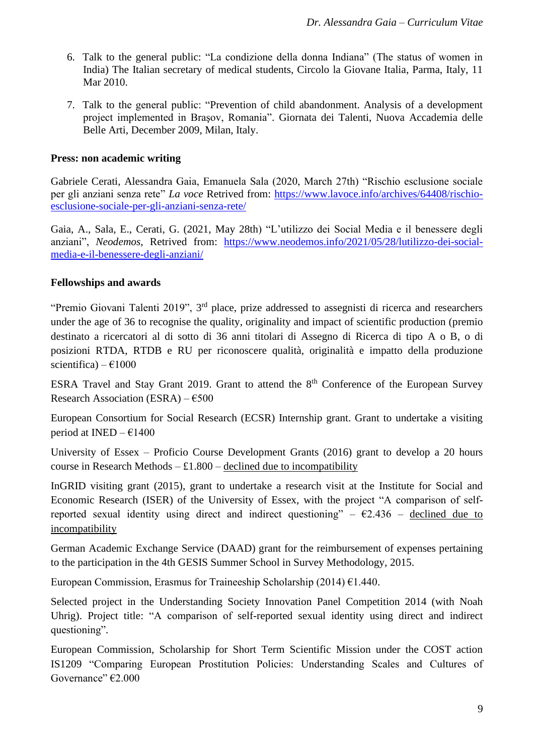6. Talk to the general public: "La condizione della donna Indiana" (The status of women in India) The Italian secretary of medical students, Circolo la Giovane Italia, Parma, Italy, 11 Mar 2010.

7. Talk to the general public: "Prevention of child abandonment. Analysis of a development project implemented in Braşov, Romania". Giornata dei Talenti, Nuova Accademia delle Belle Arti, December 2009, Milan, Italy.

**Press: non academic writing**

Gabriele Cerati, Alessandra Gaia, Emanuela Sala (2020, March 27th) "Rischio esclusione sociale per gli anziani senza rete" *La voce* Retrived from: https://www.lavoce.info/archives/64408/rischio-esclusione-sociale-per-gli-anziani-senza-rete/

Gaia, A., Sala, E., Cerati, G. (2021, May 28th) "L'utilizzo dei Social Media e il benessere degli anziani", *Neodemos*, Retrived from: https://www.neodemos.info/2021/05/28/lutilizzo-dei-social-media-e-il-benessere-degli-anziani/

**Fellowships and awards**

"Premio Giovani Talenti 2019", 3rd place, prize addressed to assegnisti di ricerca and researchers under the age of 36 to recognise the quality, originality and impact of scientific production (premio destinato a ricercatori al di sotto di 36 anni titolari di Assegno di Ricerca di tipo A o B, o di posizioni RTDA, RTDB e RU per riconoscere qualità, originalità e impatto della produzione scientifica) – €1000

ESRA Travel and Stay Grant 2019. Grant to attend the 8th Conference of the European Survey Research Association (ESRA) – €500

European Consortium for Social Research (ECSR) Internship grant. Grant to undertake a visiting period at INED – €1400

University of Essex – Proficio Course Development Grants (2016) grant to develop a 20 hours course in Research Methods – £1.800 – declined due to incompatibility

InGRID visiting grant (2015), grant to undertake a research visit at the Institute for Social and Economic Research (ISER) of the University of Essex, with the project "A comparison of self-reported sexual identity using direct and indirect questioning" – €2.436 – declined due to incompatibility

German Academic Exchange Service (DAAD) grant for the reimbursement of expenses pertaining to the participation in the 4th GESIS Summer School in Survey Methodology, 2015.

European Commission, Erasmus for Traineeship Scholarship (2014) €1.440.

Selected project in the Understanding Society Innovation Panel Competition 2014 (with Noah Uhrig). Project title: "A comparison of self-reported sexual identity using direct and indirect questioning".

European Commission, Scholarship for Short Term Scientific Mission under the COST action IS1209 "Comparing European Prostitution Policies: Understanding Scales and Cultures of Governance" €2.000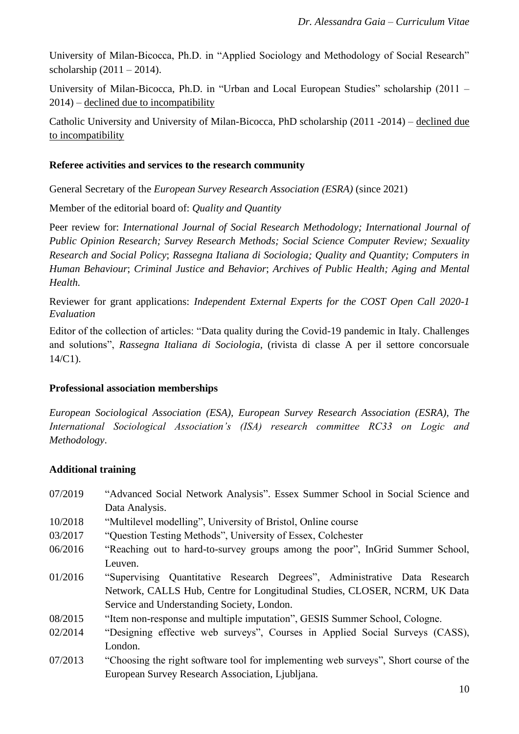University of Milan-Bicocca, Ph.D. in "Applied Sociology and Methodology of Social Research" scholarship (2011 – 2014).

University of Milan-Bicocca, Ph.D. in "Urban and Local European Studies" scholarship (2011 – 2014) – declined due to incompatibility

Catholic University and University of Milan-Bicocca, PhD scholarship (2011 -2014) – declined due to incompatibility

**Referee activities and services to the research community**

General Secretary of the *European Survey Research Association (ESRA)* (since 2021)

Member of the editorial board of: *Quality and Quantity*

Peer review for: *International Journal of Social Research Methodology; International Journal of Public Opinion Research; Survey Research Methods; Social Science Computer Review; Sexuality Research and Social Policy*; *Rassegna Italiana di Sociologia; Quality and Quantity; Computers in Human Behaviour*; *Criminal Justice and Behavior*; *Archives of Public Health; Aging and Mental Health.*

Reviewer for grant applications: *Independent External Experts for the COST Open Call 2020-1 Evaluation*

Editor of the collection of articles: "Data quality during the Covid-19 pandemic in Italy. Challenges and solutions", *Rassegna Italiana di Sociologia*, (rivista di classe A per il settore concorsuale 14/C1).

**Professional association memberships**

*European Sociological Association (ESA), European Survey Research Association (ESRA), The International Sociological Association's (ISA) research committee RC33 on Logic and Methodology*.

**Additional training**

| | |
|---|---|
| 07/2019 | "Advanced Social Network Analysis". Essex Summer School in Social Science and Data Analysis. |
| 10/2018 | "Multilevel modelling", University of Bristol, Online course |
| 03/2017 | "Question Testing Methods", University of Essex, Colchester |
| 06/2016 | "Reaching out to hard-to-survey groups among the poor", InGrid Summer School, Leuven. |
| 01/2016 | "Supervising Quantitative Research Degrees", Administrative Data Research Network, CALLS Hub, Centre for Longitudinal Studies, CLOSER, NCRM, UK Data Service and Understanding Society, London. |
| 08/2015 | "Item non-response and multiple imputation", GESIS Summer School, Cologne. |
| 02/2014 | "Designing effective web surveys", Courses in Applied Social Surveys (CASS), London. |
| 07/2013 | "Choosing the right software tool for implementing web surveys", Short course of the European Survey Research Association, Ljubljana. |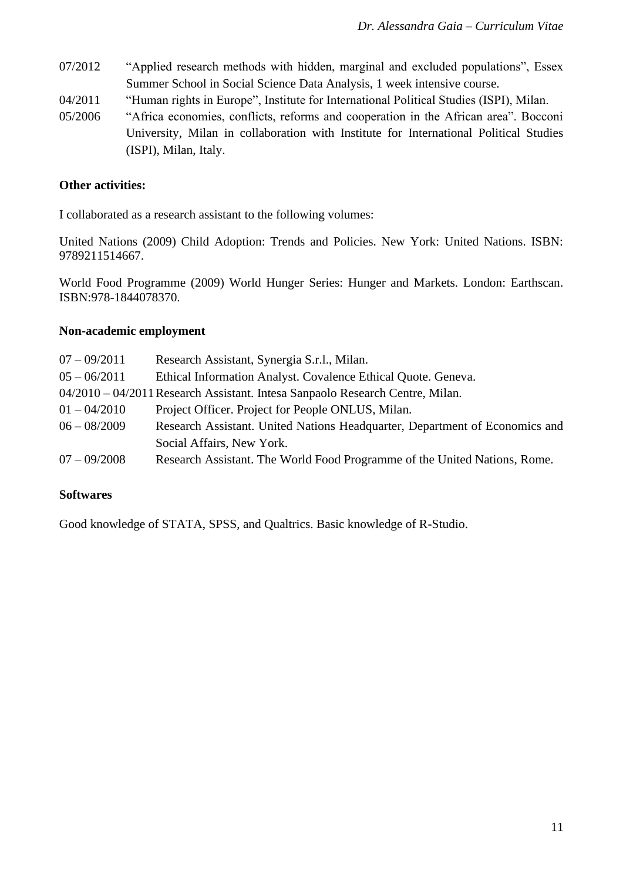07/2012 "Applied research methods with hidden, marginal and excluded populations", Essex Summer School in Social Science Data Analysis, 1 week intensive course.

04/2011 "Human rights in Europe", Institute for International Political Studies (ISPI), Milan.

05/2006 "Africa economies, conflicts, reforms and cooperation in the African area". Bocconi University, Milan in collaboration with Institute for International Political Studies (ISPI), Milan, Italy.

**Other activities:**

I collaborated as a research assistant to the following volumes:

United Nations (2009) Child Adoption: Trends and Policies. New York: United Nations. ISBN: 9789211514667.

World Food Programme (2009) World Hunger Series: Hunger and Markets. London: Earthscan. ISBN:978-1844078370.

**Non-academic employment**

07 – 09/2011 Research Assistant, Synergia S.r.l., Milan.

05 – 06/2011 Ethical Information Analyst. Covalence Ethical Quote. Geneva.

04/2010 – 04/2011 Research Assistant. Intesa Sanpaolo Research Centre, Milan.

01 – 04/2010 Project Officer. Project for People ONLUS, Milan.

06 – 08/2009 Research Assistant. United Nations Headquarter, Department of Economics and Social Affairs, New York.

07 – 09/2008 Research Assistant. The World Food Programme of the United Nations, Rome.

**Softwares**

Good knowledge of STATA, SPSS, and Qualtrics. Basic knowledge of R-Studio.